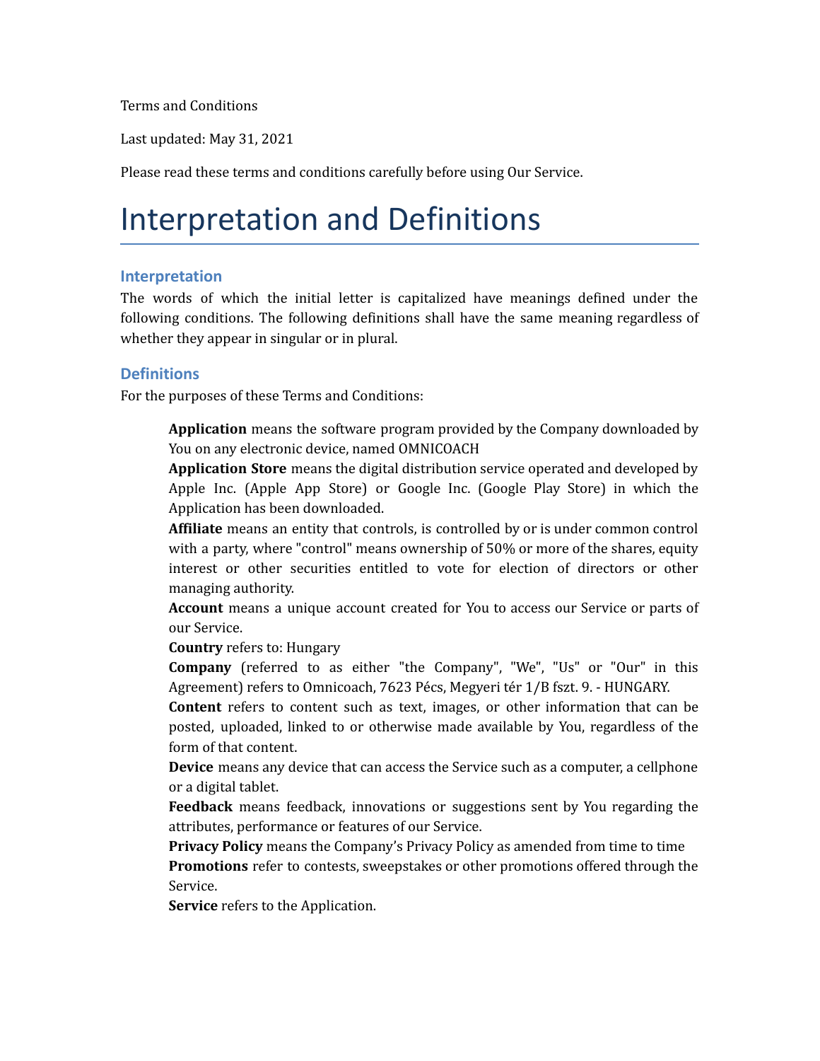Terms and Conditions

Last updated: May 31, 2021

Please read these terms and conditions carefully before using Our Service.

# Interpretation and Definitions

## Interpretation

The words of which the initial letter is capitalized have meanings defined under the following conditions. The following definitions shall have the same meaning regardless of whether they appear in singular or in plural.

## Definitions

For the purposes of these Terms and Conditions:

**Application** means the software program provided by the Company downloaded by You on any electronic device, named OMNICOACH

**Application Store** means the digital distribution service operated and developed by Apple Inc. (Apple App Store) or Google Inc. (Google Play Store) in which the Application has been downloaded.

**Affiliate** means an entity that controls, is controlled by or is under common control with a party, where "control" means ownership of 50% or more of the shares, equity interest or other securities entitled to vote for election of directors or other managing authority.

**Account** means a unique account created for You to access our Service or parts of our Service.

**Country** refers to: Hungary

**Company** (referred to as either "the Company", "We", "Us" or "Our" in this Agreement) refers to Omnicoach, 7623 Pécs, Megyeri tér 1/B fszt. 9. - HUNGARY.

**Content** refers to content such as text, images, or other information that can be posted, uploaded, linked to or otherwise made available by You, regardless of the form of that content.

**Device** means any device that can access the Service such as a computer, a cellphone or a digital tablet.

**Feedback** means feedback, innovations or suggestions sent by You regarding the attributes, performance or features of our Service.

**Privacy Policy** means the Company's Privacy Policy as amended from time to time

**Promotions** refer to contests, sweepstakes or other promotions offered through the Service.

**Service** refers to the Application.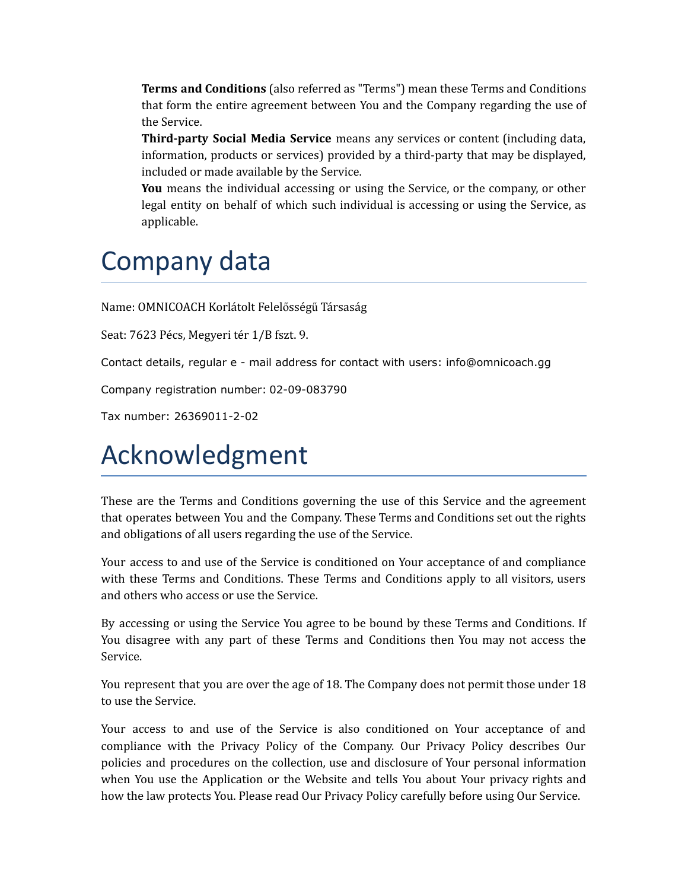**Terms and Conditions** (also referred as "Terms") mean these Terms and Conditions that form the entire agreement between You and the Company regarding the use of the Service.

**Third-party Social Media Service** means any services or content (including data, information, products or services) provided by a third-party that may be displayed, included or made available by the Service.

**You** means the individual accessing or using the Service, or the company, or other legal entity on behalf of which such individual is accessing or using the Service, as applicable.

# Company data

Name: OMNICOACH Korlátolt Felelősségű Társaság

Seat: 7623 Pécs, Megyeri tér 1/B fszt. 9.

Contact details, regular e - mail address for contact with users: info@omnicoach.gg

Company registration number: 02-09-083790

Tax number: 26369011-2-02

# Acknowledgment

These are the Terms and Conditions governing the use of this Service and the agreement that operates between You and the Company. These Terms and Conditions set out the rights and obligations of all users regarding the use of the Service.

Your access to and use of the Service is conditioned on Your acceptance of and compliance with these Terms and Conditions. These Terms and Conditions apply to all visitors, users and others who access or use the Service.

By accessing or using the Service You agree to be bound by these Terms and Conditions. If You disagree with any part of these Terms and Conditions then You may not access the Service.

You represent that you are over the age of 18. The Company does not permit those under 18 to use the Service.

Your access to and use of the Service is also conditioned on Your acceptance of and compliance with the Privacy Policy of the Company. Our Privacy Policy describes Our policies and procedures on the collection, use and disclosure of Your personal information when You use the Application or the Website and tells You about Your privacy rights and how the law protects You. Please read Our Privacy Policy carefully before using Our Service.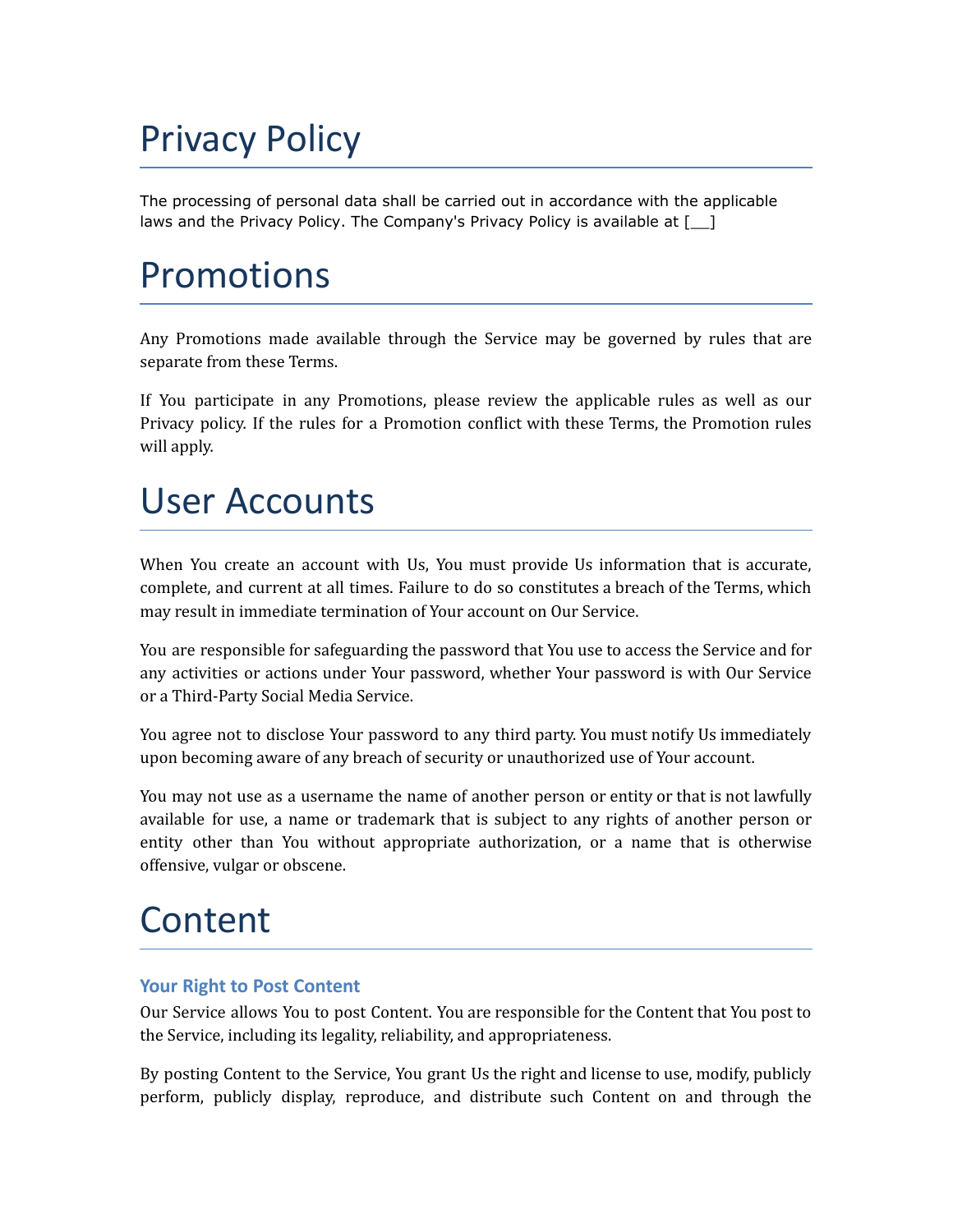# Privacy Policy

The processing of personal data shall be carried out in accordance with the applicable laws and the Privacy Policy. The Company's Privacy Policy is available at [__]

# Promotions

Any Promotions made available through the Service may be governed by rules that are separate from these Terms.

If You participate in any Promotions, please review the applicable rules as well as our Privacy policy. If the rules for a Promotion conflict with these Terms, the Promotion rules will apply.

# User Accounts

When You create an account with Us, You must provide Us information that is accurate, complete, and current at all times. Failure to do so constitutes a breach of the Terms, which may result in immediate termination of Your account on Our Service.

You are responsible for safeguarding the password that You use to access the Service and for any activities or actions under Your password, whether Your password is with Our Service or a Third-Party Social Media Service.

You agree not to disclose Your password to any third party. You must notify Us immediately upon becoming aware of any breach of security or unauthorized use of Your account.

You may not use as a username the name of another person or entity or that is not lawfully available for use, a name or trademark that is subject to any rights of another person or entity other than You without appropriate authorization, or a name that is otherwise offensive, vulgar or obscene.

# Content

### Your Right to Post Content

Our Service allows You to post Content. You are responsible for the Content that You post to the Service, including its legality, reliability, and appropriateness.

By posting Content to the Service, You grant Us the right and license to use, modify, publicly perform, publicly display, reproduce, and distribute such Content on and through the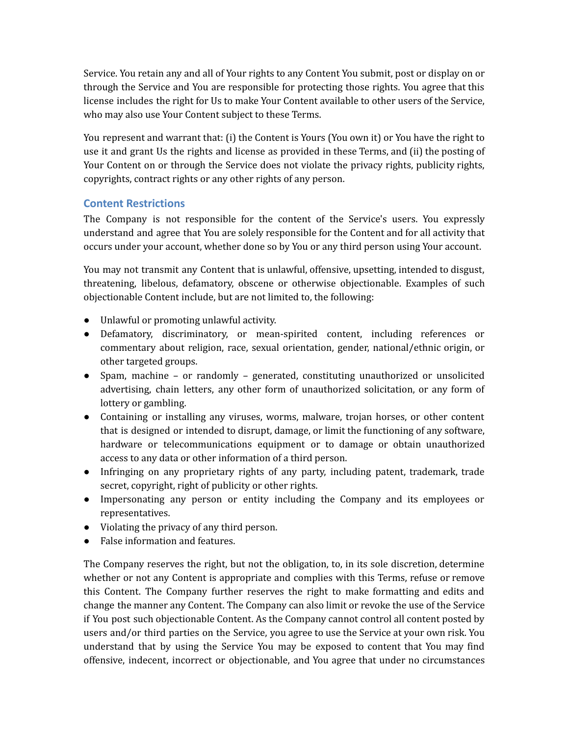Service. You retain any and all of Your rights to any Content You submit, post or display on or through the Service and You are responsible for protecting those rights. You agree that this license includes the right for Us to make Your Content available to other users of the Service, who may also use Your Content subject to these Terms.

You represent and warrant that: (i) the Content is Yours (You own it) or You have the right to use it and grant Us the rights and license as provided in these Terms, and (ii) the posting of Your Content on or through the Service does not violate the privacy rights, publicity rights, copyrights, contract rights or any other rights of any person.

### Content Restrictions

The Company is not responsible for the content of the Service's users. You expressly understand and agree that You are solely responsible for the Content and for all activity that occurs under your account, whether done so by You or any third person using Your account.

You may not transmit any Content that is unlawful, offensive, upsetting, intended to disgust, threatening, libelous, defamatory, obscene or otherwise objectionable. Examples of such objectionable Content include, but are not limited to, the following:

- Unlawful or promoting unlawful activity.
- Defamatory, discriminatory, or mean-spirited content, including references or commentary about religion, race, sexual orientation, gender, national/ethnic origin, or other targeted groups.
- Spam, machine – or randomly – generated, constituting unauthorized or unsolicited advertising, chain letters, any other form of unauthorized solicitation, or any form of lottery or gambling.
- Containing or installing any viruses, worms, malware, trojan horses, or other content that is designed or intended to disrupt, damage, or limit the functioning of any software, hardware or telecommunications equipment or to damage or obtain unauthorized access to any data or other information of a third person.
- Infringing on any proprietary rights of any party, including patent, trademark, trade secret, copyright, right of publicity or other rights.
- Impersonating any person or entity including the Company and its employees or representatives.
- Violating the privacy of any third person.
- False information and features.

The Company reserves the right, but not the obligation, to, in its sole discretion, determine whether or not any Content is appropriate and complies with this Terms, refuse or remove this Content. The Company further reserves the right to make formatting and edits and change the manner any Content. The Company can also limit or revoke the use of the Service if You post such objectionable Content. As the Company cannot control all content posted by users and/or third parties on the Service, you agree to use the Service at your own risk. You understand that by using the Service You may be exposed to content that You may find offensive, indecent, incorrect or objectionable, and You agree that under no circumstances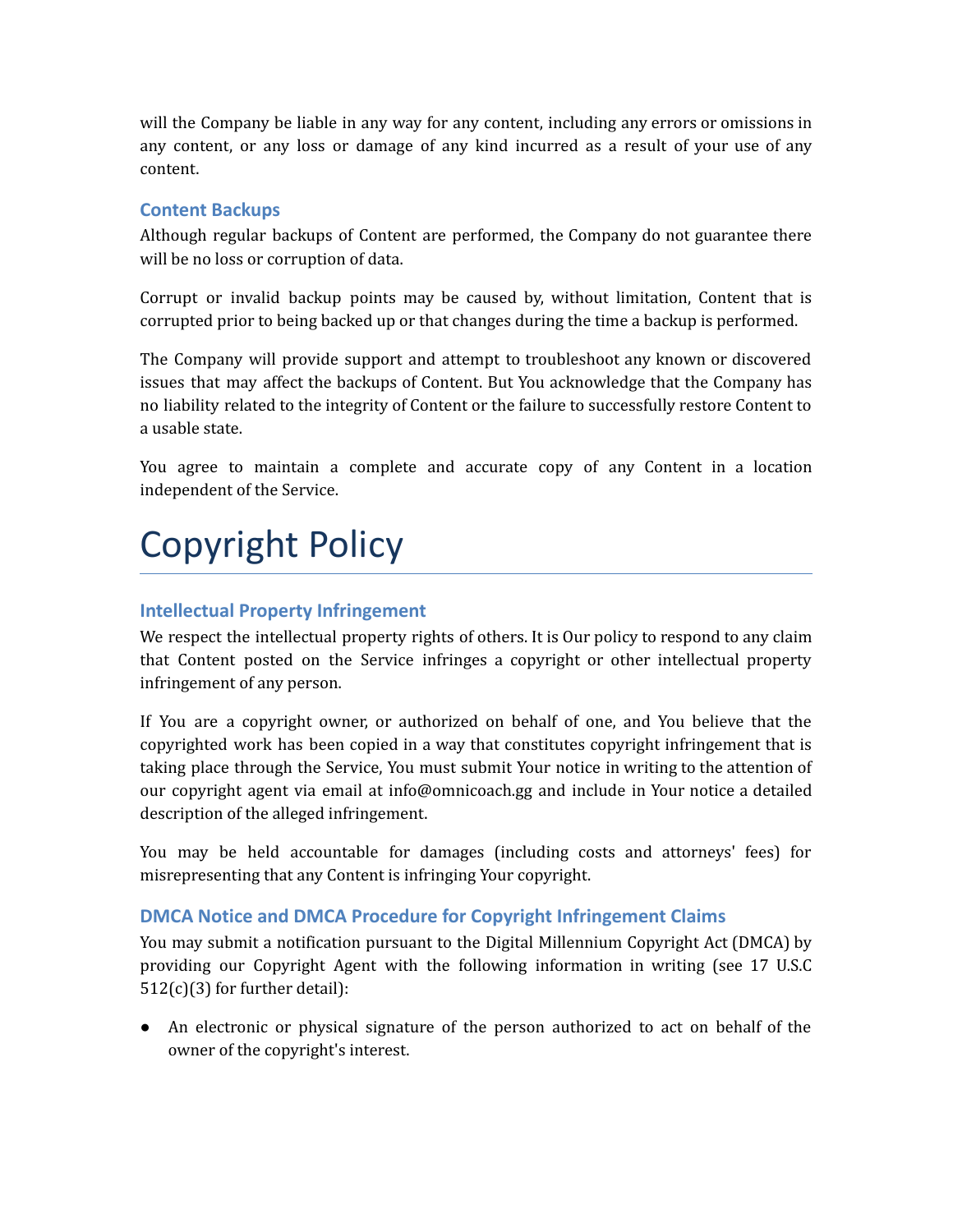will the Company be liable in any way for any content, including any errors or omissions in any content, or any loss or damage of any kind incurred as a result of your use of any content.

### Content Backups

Although regular backups of Content are performed, the Company do not guarantee there will be no loss or corruption of data.

Corrupt or invalid backup points may be caused by, without limitation, Content that is corrupted prior to being backed up or that changes during the time a backup is performed.

The Company will provide support and attempt to troubleshoot any known or discovered issues that may affect the backups of Content. But You acknowledge that the Company has no liability related to the integrity of Content or the failure to successfully restore Content to a usable state.

You agree to maintain a complete and accurate copy of any Content in a location independent of the Service.

# Copyright Policy

### Intellectual Property Infringement

We respect the intellectual property rights of others. It is Our policy to respond to any claim that Content posted on the Service infringes a copyright or other intellectual property infringement of any person.

If You are a copyright owner, or authorized on behalf of one, and You believe that the copyrighted work has been copied in a way that constitutes copyright infringement that is taking place through the Service, You must submit Your notice in writing to the attention of our copyright agent via email at info@omnicoach.gg and include in Your notice a detailed description of the alleged infringement.

You may be held accountable for damages (including costs and attorneys' fees) for misrepresenting that any Content is infringing Your copyright.

### DMCA Notice and DMCA Procedure for Copyright Infringement Claims

You may submit a notification pursuant to the Digital Millennium Copyright Act (DMCA) by providing our Copyright Agent with the following information in writing (see 17 U.S.C 512(c)(3) for further detail):

- An electronic or physical signature of the person authorized to act on behalf of the owner of the copyright's interest.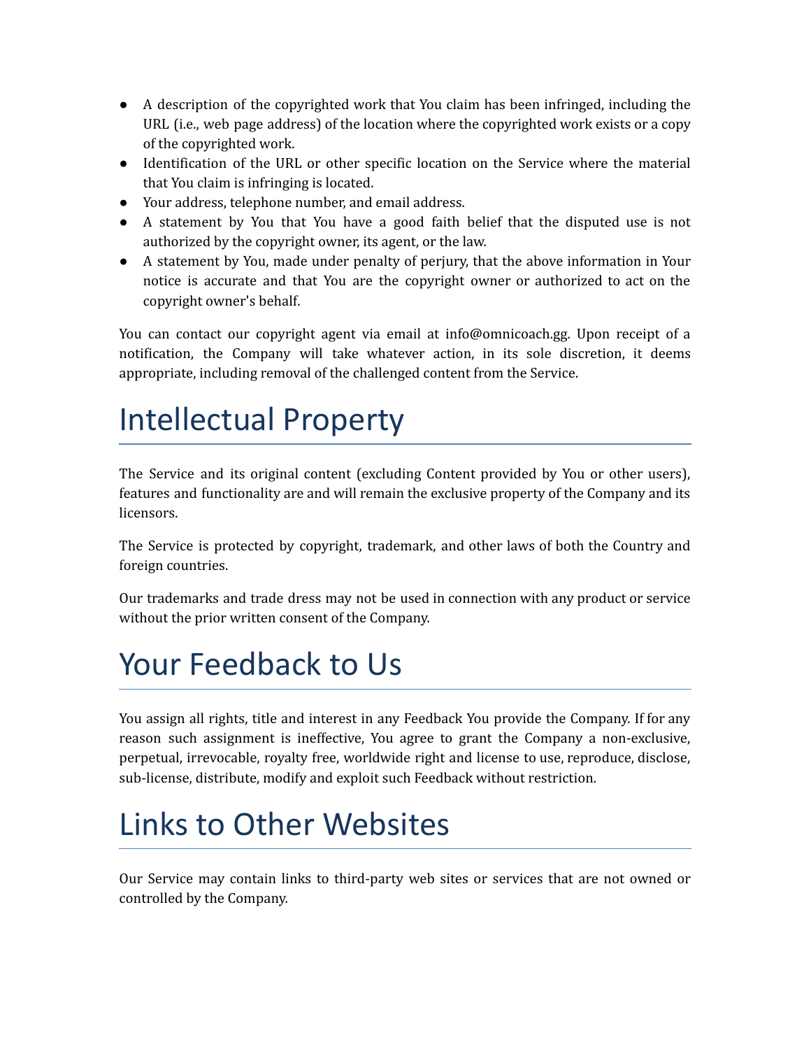- A description of the copyrighted work that You claim has been infringed, including the URL (i.e., web page address) of the location where the copyrighted work exists or a copy of the copyrighted work.
- Identification of the URL or other specific location on the Service where the material that You claim is infringing is located.
- Your address, telephone number, and email address.
- A statement by You that You have a good faith belief that the disputed use is not authorized by the copyright owner, its agent, or the law.
- A statement by You, made under penalty of perjury, that the above information in Your notice is accurate and that You are the copyright owner or authorized to act on the copyright owner's behalf.

You can contact our copyright agent via email at info@omnicoach.gg. Upon receipt of a notification, the Company will take whatever action, in its sole discretion, it deems appropriate, including removal of the challenged content from the Service.

# Intellectual Property

The Service and its original content (excluding Content provided by You or other users), features and functionality are and will remain the exclusive property of the Company and its licensors.

The Service is protected by copyright, trademark, and other laws of both the Country and foreign countries.

Our trademarks and trade dress may not be used in connection with any product or service without the prior written consent of the Company.

# Your Feedback to Us

You assign all rights, title and interest in any Feedback You provide the Company. If for any reason such assignment is ineffective, You agree to grant the Company a non-exclusive, perpetual, irrevocable, royalty free, worldwide right and license to use, reproduce, disclose, sub-license, distribute, modify and exploit such Feedback without restriction.

# Links to Other Websites

Our Service may contain links to third-party web sites or services that are not owned or controlled by the Company.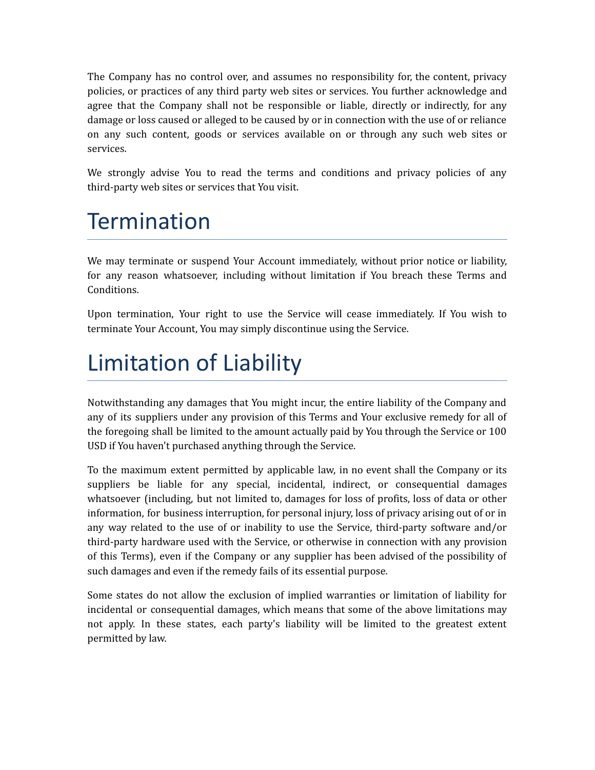The Company has no control over, and assumes no responsibility for, the content, privacy policies, or practices of any third party web sites or services. You further acknowledge and agree that the Company shall not be responsible or liable, directly or indirectly, for any damage or loss caused or alleged to be caused by or in connection with the use of or reliance on any such content, goods or services available on or through any such web sites or services.

We strongly advise You to read the terms and conditions and privacy policies of any third-party web sites or services that You visit.

# Termination

We may terminate or suspend Your Account immediately, without prior notice or liability, for any reason whatsoever, including without limitation if You breach these Terms and Conditions.

Upon termination, Your right to use the Service will cease immediately. If You wish to terminate Your Account, You may simply discontinue using the Service.

# Limitation of Liability

Notwithstanding any damages that You might incur, the entire liability of the Company and any of its suppliers under any provision of this Terms and Your exclusive remedy for all of the foregoing shall be limited to the amount actually paid by You through the Service or 100 USD if You haven't purchased anything through the Service.

To the maximum extent permitted by applicable law, in no event shall the Company or its suppliers be liable for any special, incidental, indirect, or consequential damages whatsoever (including, but not limited to, damages for loss of profits, loss of data or other information, for business interruption, for personal injury, loss of privacy arising out of or in any way related to the use of or inability to use the Service, third-party software and/or third-party hardware used with the Service, or otherwise in connection with any provision of this Terms), even if the Company or any supplier has been advised of the possibility of such damages and even if the remedy fails of its essential purpose.

Some states do not allow the exclusion of implied warranties or limitation of liability for incidental or consequential damages, which means that some of the above limitations may not apply. In these states, each party's liability will be limited to the greatest extent permitted by law.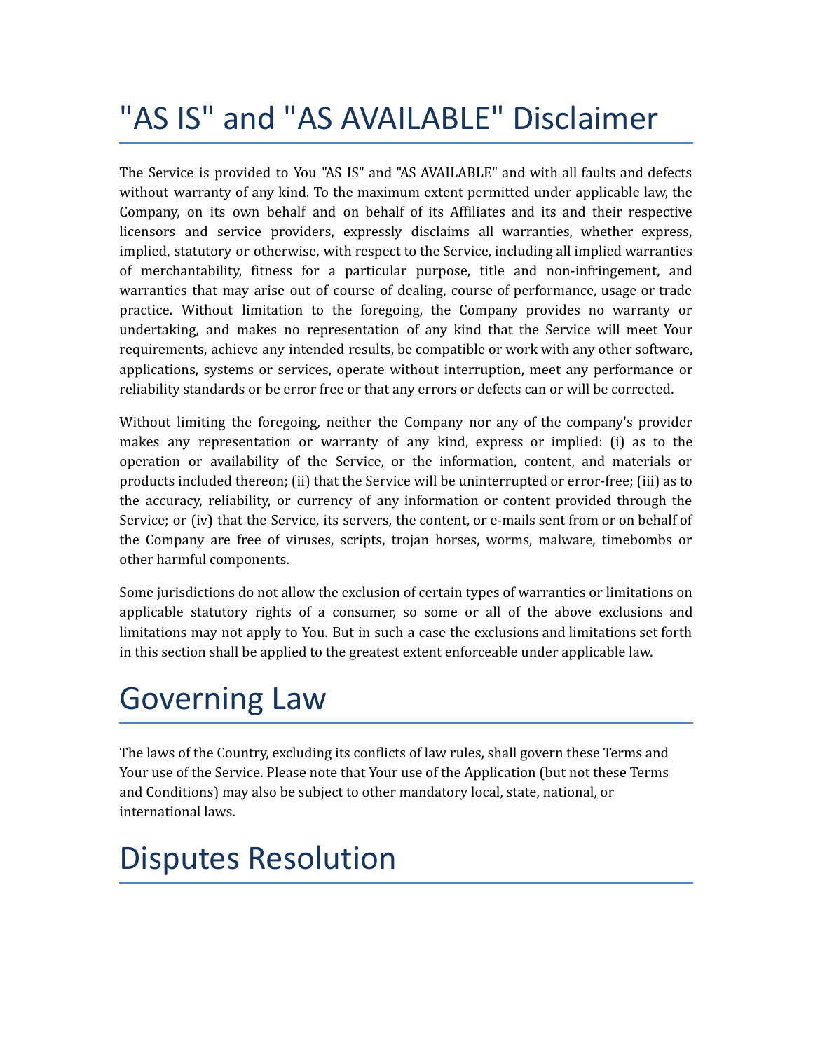# "AS IS" and "AS AVAILABLE" Disclaimer

The Service is provided to You "AS IS" and "AS AVAILABLE" and with all faults and defects without warranty of any kind. To the maximum extent permitted under applicable law, the Company, on its own behalf and on behalf of its Affiliates and its and their respective licensors and service providers, expressly disclaims all warranties, whether express, implied, statutory or otherwise, with respect to the Service, including all implied warranties of merchantability, fitness for a particular purpose, title and non-infringement, and warranties that may arise out of course of dealing, course of performance, usage or trade practice. Without limitation to the foregoing, the Company provides no warranty or undertaking, and makes no representation of any kind that the Service will meet Your requirements, achieve any intended results, be compatible or work with any other software, applications, systems or services, operate without interruption, meet any performance or reliability standards or be error free or that any errors or defects can or will be corrected.

Without limiting the foregoing, neither the Company nor any of the company's provider makes any representation or warranty of any kind, express or implied: (i) as to the operation or availability of the Service, or the information, content, and materials or products included thereon; (ii) that the Service will be uninterrupted or error-free; (iii) as to the accuracy, reliability, or currency of any information or content provided through the Service; or (iv) that the Service, its servers, the content, or e-mails sent from or on behalf of the Company are free of viruses, scripts, trojan horses, worms, malware, timebombs or other harmful components.

Some jurisdictions do not allow the exclusion of certain types of warranties or limitations on applicable statutory rights of a consumer, so some or all of the above exclusions and limitations may not apply to You. But in such a case the exclusions and limitations set forth in this section shall be applied to the greatest extent enforceable under applicable law.

# Governing Law

The laws of the Country, excluding its conflicts of law rules, shall govern these Terms and Your use of the Service. Please note that Your use of the Application (but not these Terms and Conditions) may also be subject to other mandatory local, state, national, or international laws.

# Disputes Resolution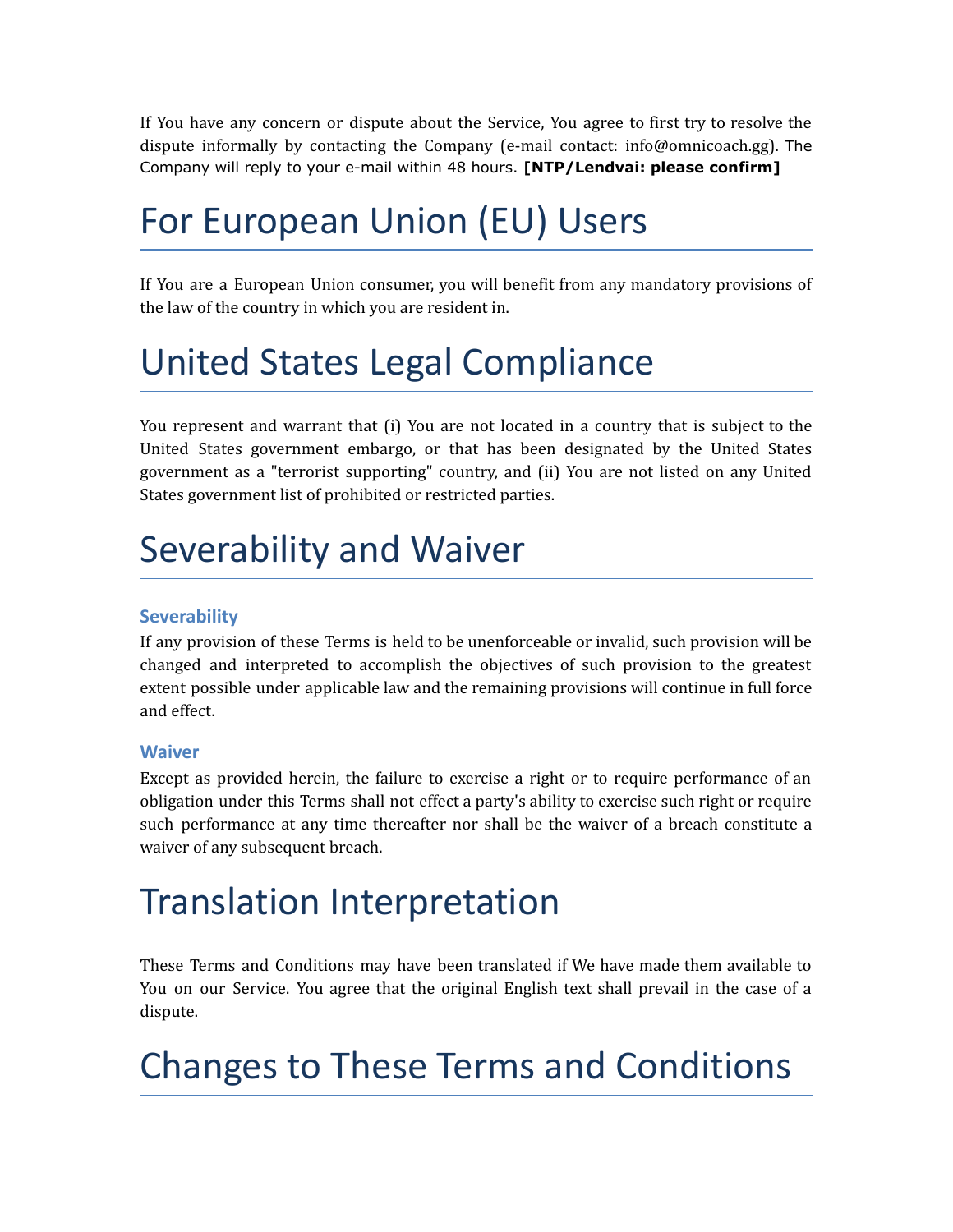If You have any concern or dispute about the Service, You agree to first try to resolve the dispute informally by contacting the Company (e-mail contact: info@omnicoach.gg). The Company will reply to your e-mail within 48 hours. **[NTP/Lendvai: please confirm]**

# For European Union (EU) Users

If You are a European Union consumer, you will benefit from any mandatory provisions of the law of the country in which you are resident in.

# United States Legal Compliance

You represent and warrant that (i) You are not located in a country that is subject to the United States government embargo, or that has been designated by the United States government as a "terrorist supporting" country, and (ii) You are not listed on any United States government list of prohibited or restricted parties.

# Severability and Waiver

### Severability

If any provision of these Terms is held to be unenforceable or invalid, such provision will be changed and interpreted to accomplish the objectives of such provision to the greatest extent possible under applicable law and the remaining provisions will continue in full force and effect.

### Waiver

Except as provided herein, the failure to exercise a right or to require performance of an obligation under this Terms shall not effect a party's ability to exercise such right or require such performance at any time thereafter nor shall be the waiver of a breach constitute a waiver of any subsequent breach.

# Translation Interpretation

These Terms and Conditions may have been translated if We have made them available to You on our Service. You agree that the original English text shall prevail in the case of a dispute.

# Changes to These Terms and Conditions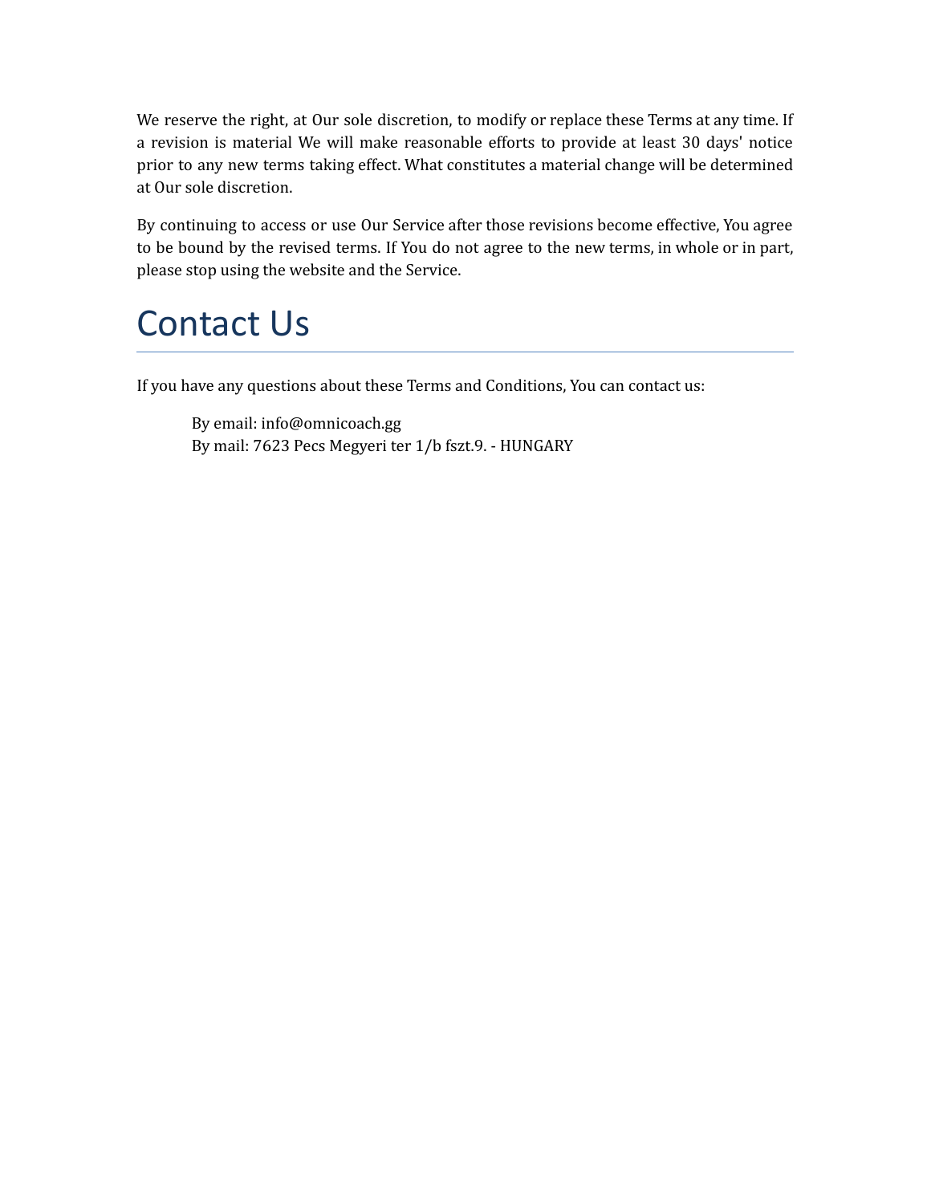We reserve the right, at Our sole discretion, to modify or replace these Terms at any time. If a revision is material We will make reasonable efforts to provide at least 30 days' notice prior to any new terms taking effect. What constitutes a material change will be determined at Our sole discretion.

By continuing to access or use Our Service after those revisions become effective, You agree to be bound by the revised terms. If You do not agree to the new terms, in whole or in part, please stop using the website and the Service.

# Contact Us

If you have any questions about these Terms and Conditions, You can contact us:

> By email: info@omnicoach.gg
> By mail: 7623 Pecs Megyeri ter 1/b fszt.9. - HUNGARY